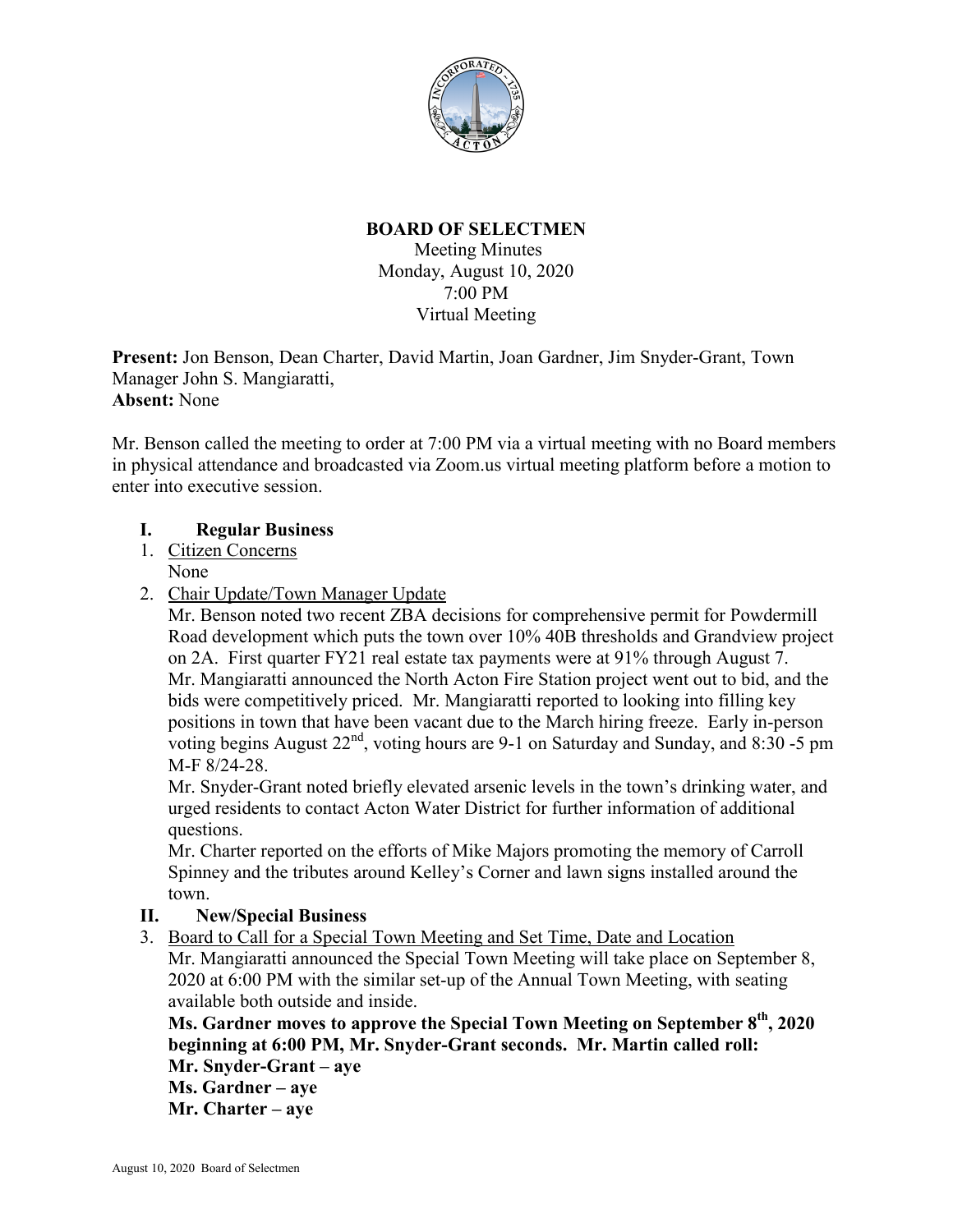## BOARD OF SELECTMEN

Meeting Minutes
Monday, August 10, 2020
7:00 PM
Virtual Meeting

**Present:** Jon Benson, Dean Charter, David Martin, Joan Gardner, Jim Snyder-Grant, Town Manager John S. Mangiaratti,
**Absent:** None

Mr. Benson called the meeting to order at 7:00 PM via a virtual meeting with no Board members in physical attendance and broadcasted via Zoom.us virtual meeting platform before a motion to enter into executive session.

### I. Regular Business

1. Citizen Concerns
   None
2. Chair Update/Town Manager Update
   Mr. Benson noted two recent ZBA decisions for comprehensive permit for Powdermill Road development which puts the town over 10% 40B thresholds and Grandview project on 2A. First quarter FY21 real estate tax payments were at 91% through August 7. Mr. Mangiaratti announced the North Acton Fire Station project went out to bid, and the bids were competitively priced. Mr. Mangiaratti reported to looking into filling key positions in town that have been vacant due to the March hiring freeze. Early in-person voting begins August 22nd, voting hours are 9-1 on Saturday and Sunday, and 8:30 -5 pm M-F 8/24-28.
   Mr. Snyder-Grant noted briefly elevated arsenic levels in the town's drinking water, and urged residents to contact Acton Water District for further information of additional questions.
   Mr. Charter reported on the efforts of Mike Majors promoting the memory of Carroll Spinney and the tributes around Kelley's Corner and lawn signs installed around the town.

### II. New/Special Business

3. Board to Call for a Special Town Meeting and Set Time, Date and Location
   Mr. Mangiaratti announced the Special Town Meeting will take place on September 8, 2020 at 6:00 PM with the similar set-up of the Annual Town Meeting, with seating available both outside and inside.
   **Ms. Gardner moves to approve the Special Town Meeting on September 8th, 2020 beginning at 6:00 PM, Mr. Snyder-Grant seconds. Mr. Martin called roll:**
   **Mr. Snyder-Grant – aye**
   **Ms. Gardner – aye**
   **Mr. Charter – aye**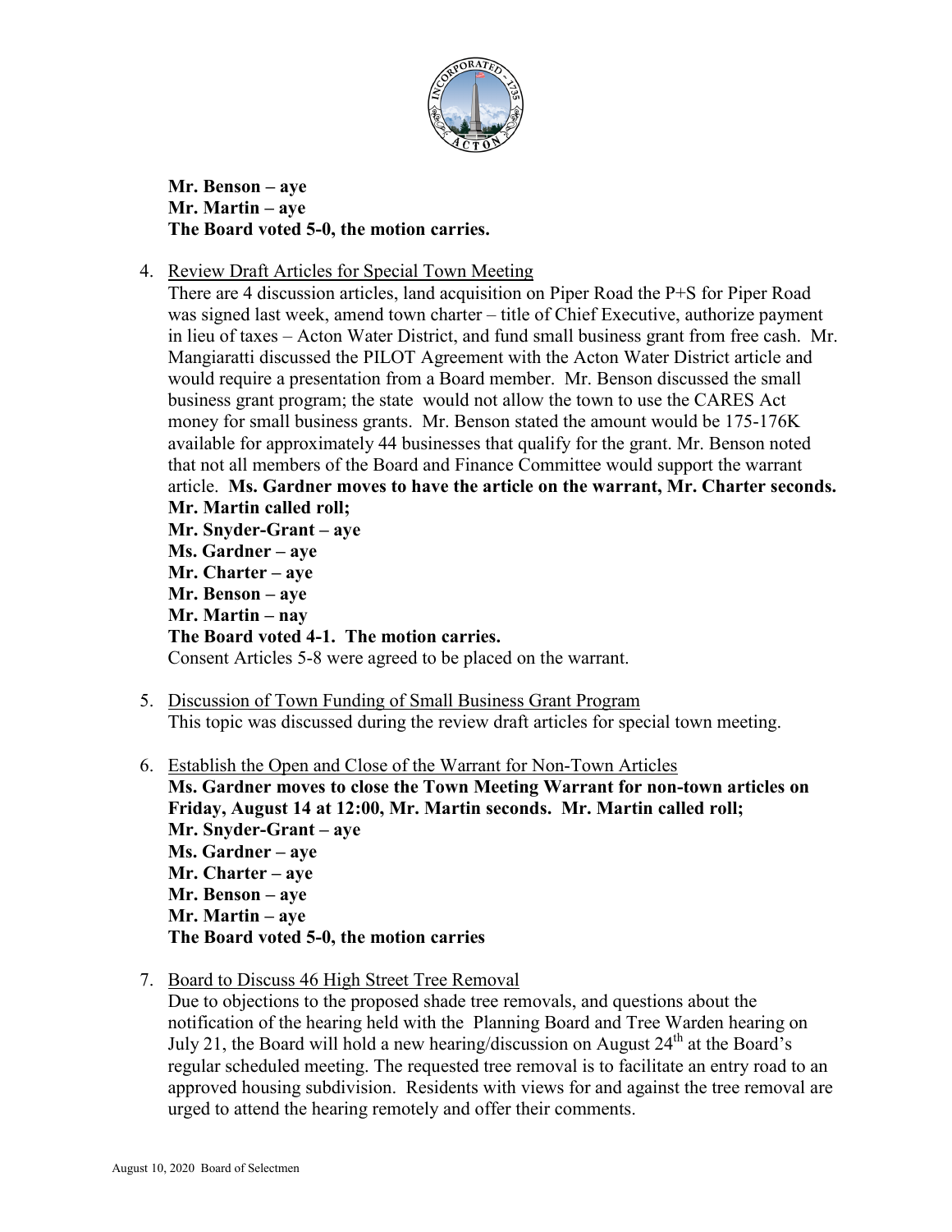**Mr. Benson – aye**
**Mr. Martin – aye**
**The Board voted 5-0, the motion carries.**

4. Review Draft Articles for Special Town Meeting
   There are 4 discussion articles, land acquisition on Piper Road the P+S for Piper Road was signed last week, amend town charter – title of Chief Executive, authorize payment in lieu of taxes – Acton Water District, and fund small business grant from free cash. Mr. Mangiaratti discussed the PILOT Agreement with the Acton Water District article and would require a presentation from a Board member. Mr. Benson discussed the small business grant program; the state would not allow the town to use the CARES Act money for small business grants. Mr. Benson stated the amount would be 175-176K available for approximately 44 businesses that qualify for the grant. Mr. Benson noted that not all members of the Board and Finance Committee would support the warrant article. **Ms. Gardner moves to have the article on the warrant, Mr. Charter seconds. Mr. Martin called roll;**
   **Mr. Snyder-Grant – aye**
   **Ms. Gardner – aye**
   **Mr. Charter – aye**
   **Mr. Benson – aye**
   **Mr. Martin – nay**
   **The Board voted 4-1. The motion carries.**
   Consent Articles 5-8 were agreed to be placed on the warrant.

5. Discussion of Town Funding of Small Business Grant Program
   This topic was discussed during the review draft articles for special town meeting.

6. Establish the Open and Close of the Warrant for Non-Town Articles
   **Ms. Gardner moves to close the Town Meeting Warrant for non-town articles on Friday, August 14 at 12:00, Mr. Martin seconds. Mr. Martin called roll;**
   **Mr. Snyder-Grant – aye**
   **Ms. Gardner – aye**
   **Mr. Charter – aye**
   **Mr. Benson – aye**
   **Mr. Martin – aye**
   **The Board voted 5-0, the motion carries**

7. Board to Discuss 46 High Street Tree Removal
   Due to objections to the proposed shade tree removals, and questions about the notification of the hearing held with the Planning Board and Tree Warden hearing on July 21, the Board will hold a new hearing/discussion on August 24th at the Board's regular scheduled meeting. The requested tree removal is to facilitate an entry road to an approved housing subdivision. Residents with views for and against the tree removal are urged to attend the hearing remotely and offer their comments.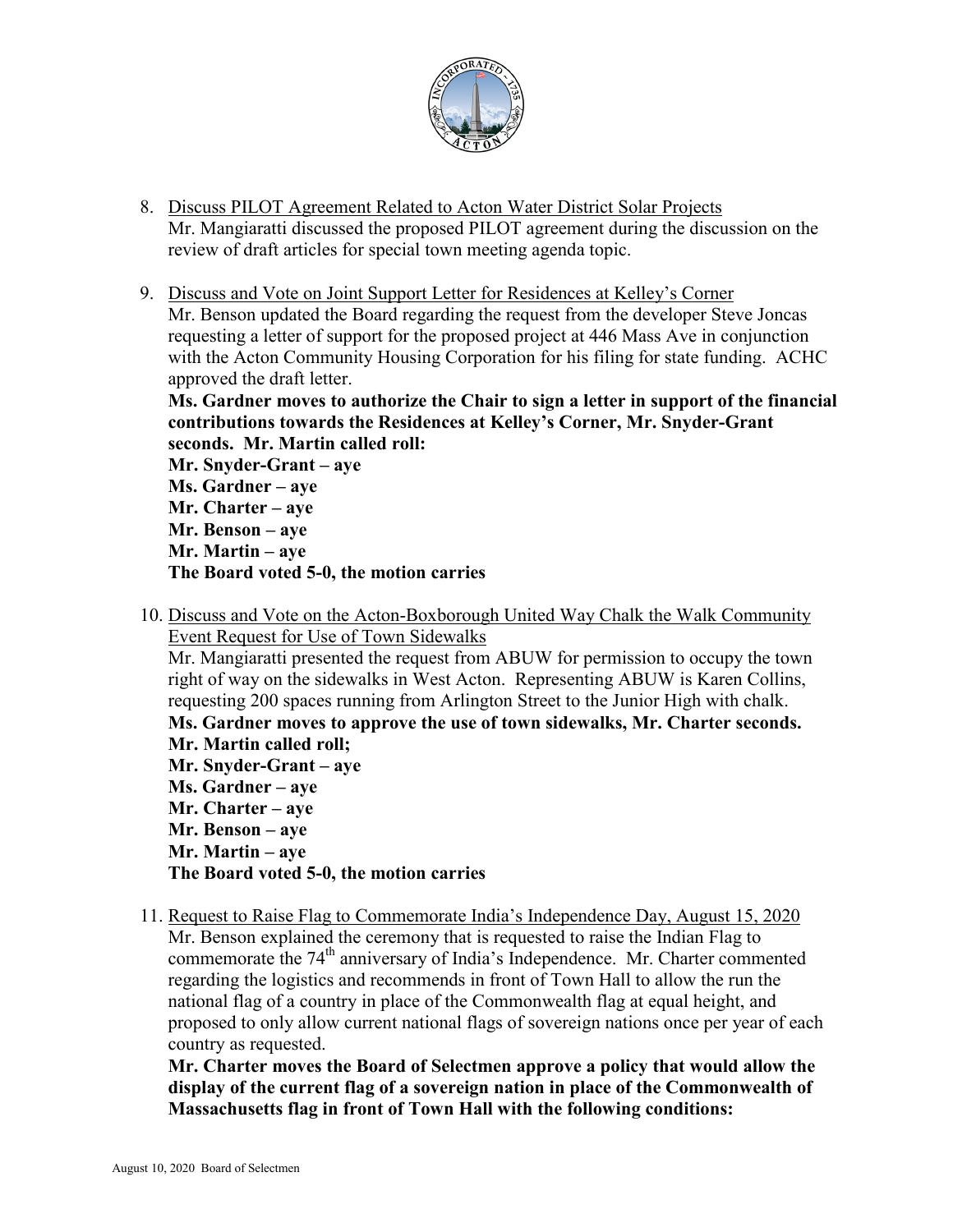8. Discuss PILOT Agreement Related to Acton Water District Solar Projects
   Mr. Mangiaratti discussed the proposed PILOT agreement during the discussion on the review of draft articles for special town meeting agenda topic.

9. Discuss and Vote on Joint Support Letter for Residences at Kelley's Corner
   Mr. Benson updated the Board regarding the request from the developer Steve Joncas requesting a letter of support for the proposed project at 446 Mass Ave in conjunction with the Acton Community Housing Corporation for his filing for state funding. ACHC approved the draft letter.
   **Ms. Gardner moves to authorize the Chair to sign a letter in support of the financial contributions towards the Residences at Kelley's Corner, Mr. Snyder-Grant seconds. Mr. Martin called roll:**
   **Mr. Snyder-Grant – aye**
   **Ms. Gardner – aye**
   **Mr. Charter – aye**
   **Mr. Benson – aye**
   **Mr. Martin – aye**
   **The Board voted 5-0, the motion carries**

10. Discuss and Vote on the Acton-Boxborough United Way Chalk the Walk Community Event Request for Use of Town Sidewalks
    Mr. Mangiaratti presented the request from ABUW for permission to occupy the town right of way on the sidewalks in West Acton. Representing ABUW is Karen Collins, requesting 200 spaces running from Arlington Street to the Junior High with chalk.
    **Ms. Gardner moves to approve the use of town sidewalks, Mr. Charter seconds. Mr. Martin called roll;**
    **Mr. Snyder-Grant – aye**
    **Ms. Gardner – aye**
    **Mr. Charter – aye**
    **Mr. Benson – aye**
    **Mr. Martin – aye**
    **The Board voted 5-0, the motion carries**

11. Request to Raise Flag to Commemorate India's Independence Day, August 15, 2020
    Mr. Benson explained the ceremony that is requested to raise the Indian Flag to commemorate the 74th anniversary of India's Independence. Mr. Charter commented regarding the logistics and recommends in front of Town Hall to allow the run the national flag of a country in place of the Commonwealth flag at equal height, and proposed to only allow current national flags of sovereign nations once per year of each country as requested.
    **Mr. Charter moves the Board of Selectmen approve a policy that would allow the display of the current flag of a sovereign nation in place of the Commonwealth of Massachusetts flag in front of Town Hall with the following conditions:**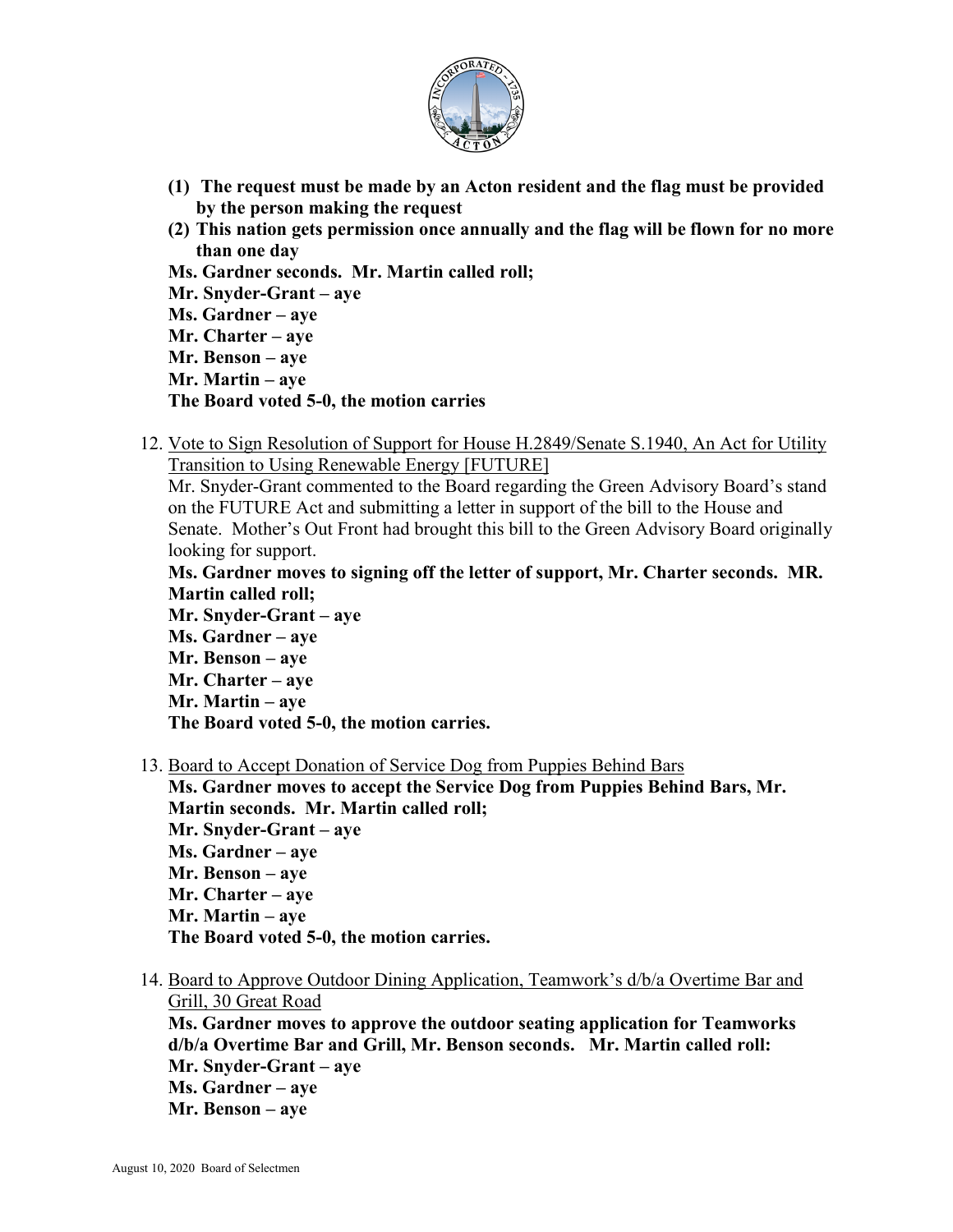**(1) The request must be made by an Acton resident and the flag must be provided by the person making the request**

**(2) This nation gets permission once annually and the flag will be flown for no more than one day**

**Ms. Gardner seconds. Mr. Martin called roll;**
**Mr. Snyder-Grant – aye**
**Ms. Gardner – aye**
**Mr. Charter – aye**
**Mr. Benson – aye**
**Mr. Martin – aye**
**The Board voted 5-0, the motion carries**

12. Vote to Sign Resolution of Support for House H.2849/Senate S.1940, An Act for Utility Transition to Using Renewable Energy [FUTURE]

Mr. Snyder-Grant commented to the Board regarding the Green Advisory Board's stand on the FUTURE Act and submitting a letter in support of the bill to the House and Senate. Mother's Out Front had brought this bill to the Green Advisory Board originally looking for support.

**Ms. Gardner moves to signing off the letter of support, Mr. Charter seconds. MR. Martin called roll;**
**Mr. Snyder-Grant – aye**
**Ms. Gardner – aye**
**Mr. Benson – aye**
**Mr. Charter – aye**
**Mr. Martin – aye**
**The Board voted 5-0, the motion carries.**

13. Board to Accept Donation of Service Dog from Puppies Behind Bars

**Ms. Gardner moves to accept the Service Dog from Puppies Behind Bars, Mr. Martin seconds. Mr. Martin called roll;**
**Mr. Snyder-Grant – aye**
**Ms. Gardner – aye**
**Mr. Benson – aye**
**Mr. Charter – aye**
**Mr. Martin – aye**
**The Board voted 5-0, the motion carries.**

14. Board to Approve Outdoor Dining Application, Teamwork's d/b/a Overtime Bar and Grill, 30 Great Road

**Ms. Gardner moves to approve the outdoor seating application for Teamworks d/b/a Overtime Bar and Grill, Mr. Benson seconds. Mr. Martin called roll:**
**Mr. Snyder-Grant – aye**
**Ms. Gardner – aye**
**Mr. Benson – aye**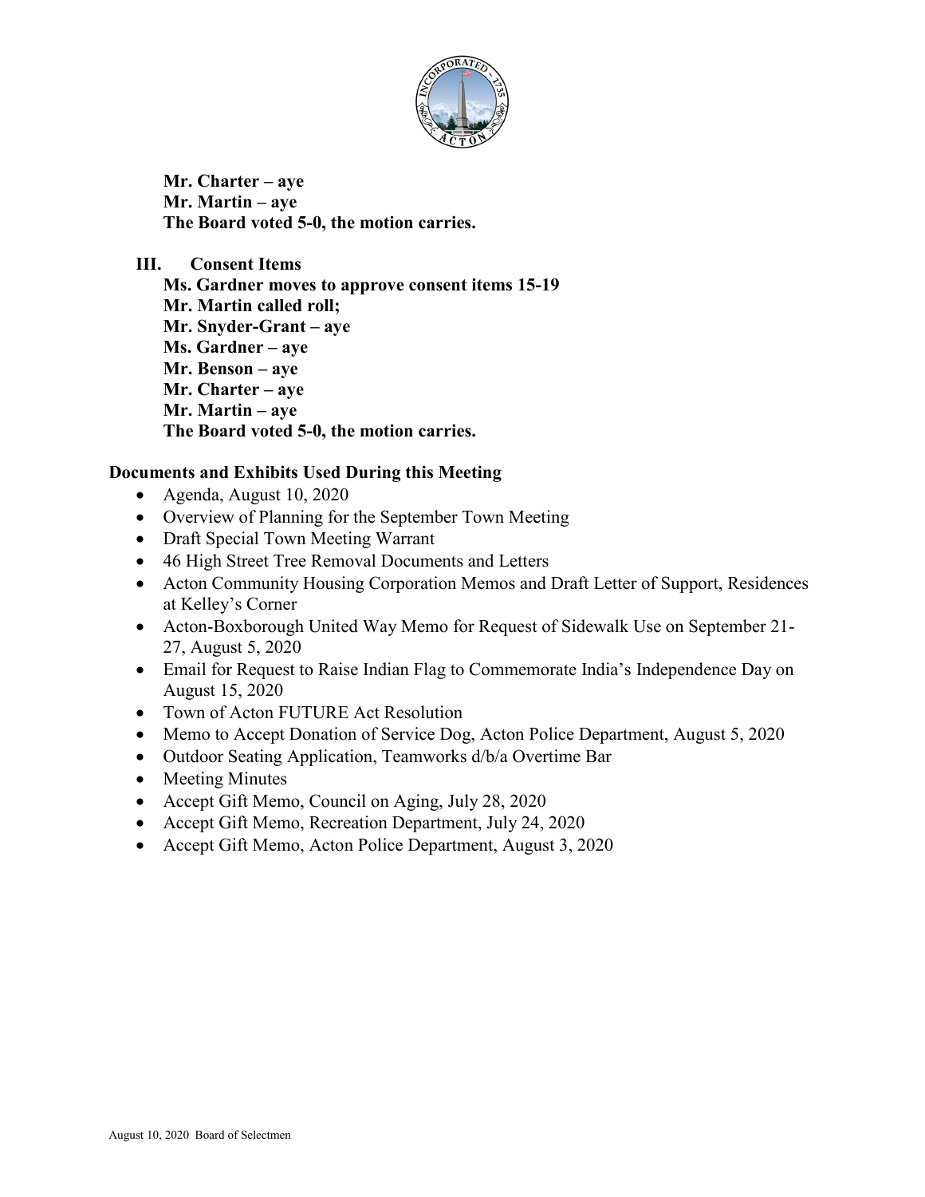**Mr. Charter – aye**
**Mr. Martin – aye**
**The Board voted 5-0, the motion carries.**

**III. Consent Items**

**Ms. Gardner moves to approve consent items 15-19**
**Mr. Martin called roll;**
**Mr. Snyder-Grant – aye**
**Ms. Gardner – aye**
**Mr. Benson – aye**
**Mr. Charter – aye**
**Mr. Martin – aye**
**The Board voted 5-0, the motion carries.**

**Documents and Exhibits Used During this Meeting**

- Agenda, August 10, 2020
- Overview of Planning for the September Town Meeting
- Draft Special Town Meeting Warrant
- 46 High Street Tree Removal Documents and Letters
- Acton Community Housing Corporation Memos and Draft Letter of Support, Residences at Kelley's Corner
- Acton-Boxborough United Way Memo for Request of Sidewalk Use on September 21-27, August 5, 2020
- Email for Request to Raise Indian Flag to Commemorate India's Independence Day on August 15, 2020
- Town of Acton FUTURE Act Resolution
- Memo to Accept Donation of Service Dog, Acton Police Department, August 5, 2020
- Outdoor Seating Application, Teamworks d/b/a Overtime Bar
- Meeting Minutes
- Accept Gift Memo, Council on Aging, July 28, 2020
- Accept Gift Memo, Recreation Department, July 24, 2020
- Accept Gift Memo, Acton Police Department, August 3, 2020